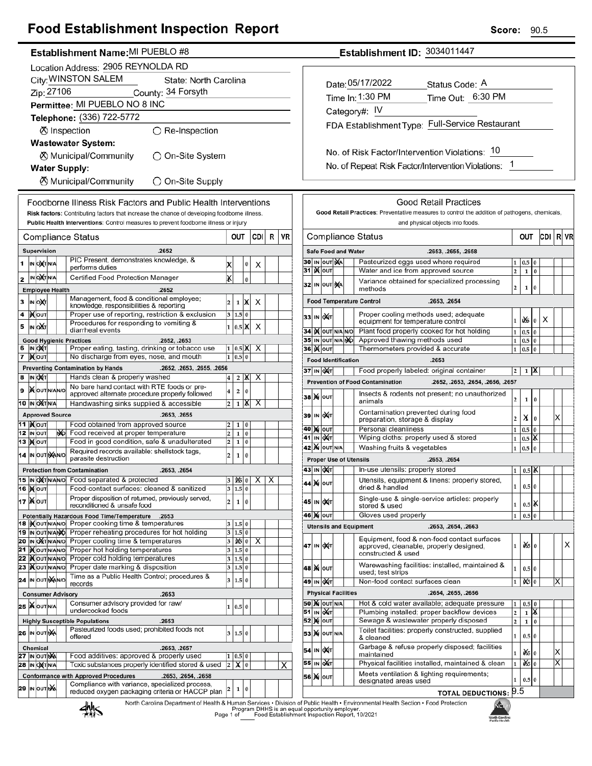# Food Establishment Inspection Report

**Score:** 90.5

**Establishment Name:** MI PUEBLO #8
**Establishment ID:** 3034011447

Location Address: 2905 REYNOLDA RD
City: WINSTON SALEM State: North Carolina
Zip: 27106 County: 34 Forsyth
Permittee: MI PUEBLO NO 8 INC
Telephone: (336) 722-5772

⊗ Inspection ○ Re-Inspection

**Wastewater System:**
⊗ Municipal/Community ○ On-Site System

**Water Supply:**
⊗ Municipal/Community ○ On-Site Supply

Date: 05/17/2022 Status Code: A
Time In: 1:30 PM Time Out: 6:30 PM
Category#: IV
FDA Establishment Type: Full-Service Restaurant

No. of Risk Factor/Intervention Violations: 10
No. of Repeat Risk Factor/Intervention Violations: 1

## Foodborne Illness Risk Factors and Public Health Interventions

**Risk factors:** Contributing factors that increase the chance of developing foodborne illness.
**Public Health Interventions:** Control measures to prevent foodborne illness or injury

| # | Status | Compliance Status | OUT | CDI | R | VR |
|---|---|---|---|---|---|---|
| | | **Supervision** .2652 | | | | |
| 1 | OUT | PIC Present, demonstrates knowledge, & performs duties | X (0) | | X | |
| 2 | OUT | Certified Food Protection Manager | X (0) | | | |
| | | **Employee Health** .2652 | | | | |
| 3 | OUT | Management, food & conditional employee; knowledge, responsibilities & reporting | 1 | X | X | |
| 4 | IN | Proper use of reporting, restriction & exclusion | | | | |
| 5 | OUT | Procedures for responding to vomiting & diarrheal events | 0.5 | X | X | |
| | | **Good Hygienic Practices** .2652, .2653 | | | | |
| 6 | OUT | Proper eating, tasting, drinking or tobacco use | 0.5 | X | X | |
| 7 | IN | No discharge from eyes, nose, and mouth | | | | |
| | | **Preventing Contamination by Hands** .2652, .2653, .2655, .2656 | | | | |
| 8 | OUT | Hands clean & properly washed | 2 | X | X | |
| 9 | IN | No bare hand contact with RTE foods or pre-approved alternate procedure properly followed | | | | |
| 10 | OUT | Handwashing sinks supplied & accessible | 1 | X | X | |
| | | **Approved Source** .2653, .2655 | | | | |
| 11 | IN | Food obtained from approved source | | | | |
| 12 | N/O | Food received at proper temperature | | | | |
| 13 | IN | Food in good condition, safe & unadulterated | | | | |
| 14 | N/A | Required records available: shellstock tags, parasite destruction | | | | |
| | | **Protection from Contamination** .2653, .2654 | | | | |
| 15 | OUT | Food separated & protected | 1.5 | | X | X |
| 16 | IN | Food-contact surfaces: cleaned & sanitized | | | | |
| 17 | IN | Proper disposition of returned, previously served, reconditioned & unsafe food | | | | |
| | | **Potentially Hazardous Food Time/Temperature** .2653 | | | | |
| 18 | IN | Proper cooking time & temperatures | | | | |
| 19 | N/O | Proper reheating procedures for hot holding | | | | |
| 20 | OUT | Proper cooling time & temperatures | 1.5 | | X | |
| 21 | IN | Proper hot holding temperatures | | | | |
| 22 | IN | Proper cold holding temperatures | | | | |
| 23 | IN | Proper date marking & disposition | | | | |
| 24 | N/A | Time as a Public Health Control; procedures & records | | | | |
| | | **Consumer Advisory** .2653 | | | | |
| 25 | IN | Consumer advisory provided for raw/undercooked foods | | | | |
| | | **Highly Susceptible Populations** .2653 | | | | |
| 26 | N/A | Pasteurized foods used; prohibited foods not offered | | | | |
| | | **Chemical** .2653, .2657 | | | | |
| 27 | N/A | Food additives: approved & properly used | | | | |
| 28 | OUT | Toxic substances properly identified stored & used | X (0) | | | X |
| | | **Conformance with Approved Procedures** .2653, .2654, .2658 | | | | |
| 29 | N/A | Compliance with variance, specialized process, reduced oxygen packaging criteria or HACCP plan | | | | |

## Good Retail Practices

**Good Retail Practices:** Preventative measures to control the addition of pathogens, chemicals, and physical objects into foods.

| # | Status | Compliance Status | OUT | CDI | R | VR |
|---|---|---|---|---|---|---|
| | | **Safe Food and Water** .2653, .2655, .2658 | | | | |
| 30 | N/A | Pasteurized eggs used where required | | | | |
| 31 | IN | Water and ice from approved source | | | | |
| 32 | N/A | Variance obtained for specialized processing methods | | | | |
| | | **Food Temperature Control** .2653, .2654 | | | | |
| 33 | OUT | Proper cooling methods used; adequate equipment for temperature control | 0.5 | | X | |
| 34 | IN | Plant food properly cooked for hot holding | | | | |
| 35 | N/O | Approved thawing methods used | | | | |
| 36 | IN | Thermometers provided & accurate | | | | |
| | | **Food Identification** .2653 | | | | |
| 37 | OUT | Food properly labeled: original container | 1 | X | | |
| | | **Prevention of Food Contamination** .2652, .2653, .2654, .2656, .2657 | | | | |
| 38 | IN | Insects & rodents not present; no unauthorized animals | | | | |
| 39 | OUT | Contamination prevented during food preparation, storage & display | X (1) | | | X |
| 40 | IN | Personal cleanliness | | | | |
| 41 | OUT | Wiping cloths: properly used & stored | 0.5 | X | | |
| 42 | IN | Washing fruits & vegetables | | | | |
| | | **Proper Use of Utensils** .2653, .2654 | | | | |
| 43 | OUT | In-use utensils: properly stored | 0.5 | X | | |
| 44 | IN | Utensils, equipment & linens: properly stored, dried & handled | | | | |
| 45 | OUT | Single-use & single-service articles: properly stored & used | 0.5 | X | | |
| 46 | IN | Gloves used properly | | | | |
| | | **Utensils and Equipment** .2653, .2654, .2663 | | | | |
| 47 | OUT | Equipment, food & non-food contact surfaces approved, cleanable, properly designed, constructed & used | X (0.5) | | | X |
| 48 | IN | Warewashing facilities: installed, maintained & used; test strips | | | | |
| 49 | OUT | Non-food contact surfaces clean | X (0.5) | | X | |
| | | **Physical Facilities** .2654, .2655, .2656 | | | | |
| 50 | IN | Hot & cold water available; adequate pressure | | | | |
| 51 | OUT | Plumbing installed; proper backflow devices | 1 | X | | |
| 52 | IN | Sewage & wastewater properly disposed | | | | |
| 53 | IN | Toilet facilities: properly constructed, supplied & cleaned | | | | |
| 54 | OUT | Garbage & refuse properly disposed; facilities maintained | X (0.5) | | X | |
| 55 | OUT | Physical facilities installed, maintained & clean | X (0.5) | | X | |
| 56 | IN | Meets ventilation & lighting requirements; designated areas used | | | | |

**TOTAL DEDUCTIONS:** 9.5

North Carolina Department of Health & Human Services • Division of Public Health • Environmental Health Section • Food Protection Program DHHS is an equal opportunity employer. Food Establishment Inspection Report, 10/2021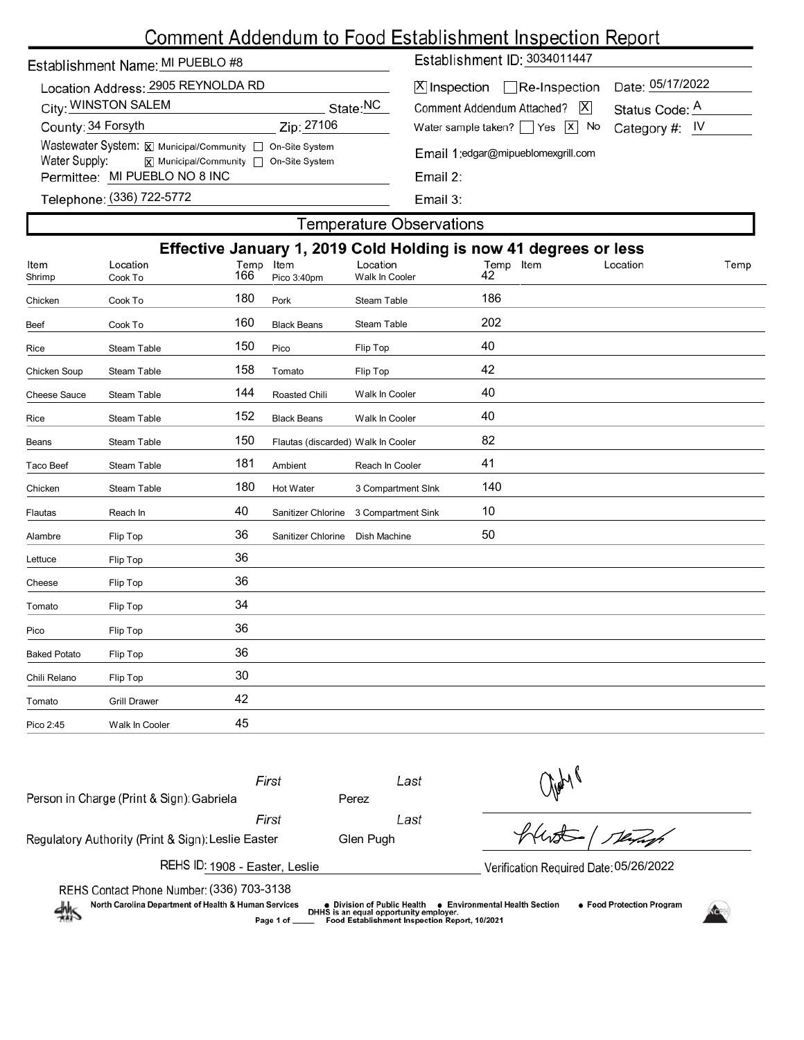# Comment Addendum to Food Establishment Inspection Report

Establishment Name: MI PUEBLO #8

Location Address: 2905 REYNOLDA RD

City: WINSTON SALEM State: NC

County: 34 Forsyth Zip: 27106

Wastewater System: [X] Municipal/Community [ ] On-Site System

Water Supply: [X] Municipal/Community [ ] On-Site System

Permittee: MI PUEBLO NO 8 INC

Telephone: (336) 722-5772

Establishment ID: 3034011447

[X] Inspection [ ] Re-Inspection Date: 05/17/2022

Comment Addendum Attached? [X] Status Code: A

Water sample taken? [ ] Yes [X] No Category #: IV

Email 1: edgar@mipueblomexgrill.com

Email 2:

Email 3:

## Temperature Observations

**Effective January 1, 2019 Cold Holding is now 41 degrees or less**

| Item | Location | Temp | Item | Location | Temp | Item | Location | Temp |
|---|---|---|---|---|---|---|---|---|
| Shrimp | Cook To | 166 | Pico 3:40pm | Walk In Cooler | 42 | | | |
| Chicken | Cook To | 180 | Pork | Steam Table | 186 | | | |
| Beef | Cook To | 160 | Black Beans | Steam Table | 202 | | | |
| Rice | Steam Table | 150 | Pico | Flip Top | 40 | | | |
| Chicken Soup | Steam Table | 158 | Tomato | Flip Top | 42 | | | |
| Cheese Sauce | Steam Table | 144 | Roasted Chili | Walk In Cooler | 40 | | | |
| Rice | Steam Table | 152 | Black Beans | Walk In Cooler | 40 | | | |
| Beans | Steam Table | 150 | Flautas (discarded) | Walk In Cooler | 82 | | | |
| Taco Beef | Steam Table | 181 | Ambient | Reach In Cooler | 41 | | | |
| Chicken | Steam Table | 180 | Hot Water | 3 Compartment SInk | 140 | | | |
| Flautas | Reach In | 40 | Sanitizer Chlorine | 3 Compartment Sink | 10 | | | |
| Alambre | Flip Top | 36 | Sanitizer Chlorine | Dish Machine | 50 | | | |
| Lettuce | Flip Top | 36 | | | | | | |
| Cheese | Flip Top | 36 | | | | | | |
| Tomato | Flip Top | 34 | | | | | | |
| Pico | Flip Top | 36 | | | | | | |
| Baked Potato | Flip Top | 36 | | | | | | |
| Chili Relano | Flip Top | 30 | | | | | | |
| Tomato | Grill Drawer | 42 | | | | | | |
| Pico 2:45 | Walk In Cooler | 45 | | | | | | |

Person in Charge (Print & Sign): First: Gabriela Last: Perez

Regulatory Authority (Print & Sign): First: Leslie Easter Last: Glen Pugh

REHS ID: 1908 - Easter, Leslie

Verification Required Date: 05/26/2022

REHS Contact Phone Number: (336) 703-3138

North Carolina Department of Health & Human Services • Division of Public Health • Environmental Health Section • Food Protection Program

DHHS is an equal opportunity employer.

Food Establishment Inspection Report, 10/2021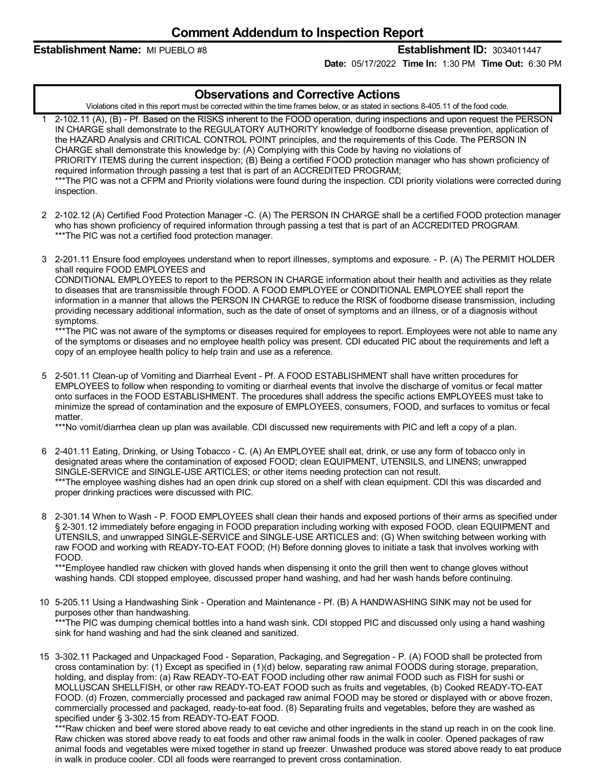# Comment Addendum to Inspection Report

**Establishment Name:** MI PUEBLO #8 **Establishment ID:** 3034011447

**Date:** 05/17/2022 **Time In:** 1:30 PM **Time Out:** 6:30 PM

## Observations and Corrective Actions

Violations cited in this report must be corrected within the time frames below, or as stated in sections 8-405.11 of the food code.

1 2-102.11 (A), (B) - Pf. Based on the RISKS inherent to the FOOD operation, during inspections and upon request the PERSON IN CHARGE shall demonstrate to the REGULATORY AUTHORITY knowledge of foodborne disease prevention, application of the HAZARD Analysis and CRITICAL CONTROL POINT principles, and the requirements of this Code. The PERSON IN CHARGE shall demonstrate this knowledge by: (A) Complying with this Code by having no violations of PRIORITY ITEMS during the current inspection; (B) Being a certified FOOD protection manager who has shown proficiency of required information through passing a test that is part of an ACCREDITED PROGRAM;
***The PIC was not a CFPM and Priority violations were found during the inspection. CDI priority violations were corrected during inspection.

2 2-102.12 (A) Certified Food Protection Manager -C. (A) The PERSON IN CHARGE shall be a certified FOOD protection manager who has shown proficiency of required information through passing a test that is part of an ACCREDITED PROGRAM.
***The PIC was not a certified food protection manager.

3 2-201.11 Ensure food employees understand when to report illnesses, symptoms and exposure. - P. (A) The PERMIT HOLDER shall require FOOD EMPLOYEES and CONDITIONAL EMPLOYEES to report to the PERSON IN CHARGE information about their health and activities as they relate to diseases that are transmissible through FOOD. A FOOD EMPLOYEE or CONDITIONAL EMPLOYEE shall report the information in a manner that allows the PERSON IN CHARGE to reduce the RISK of foodborne disease transmission, including providing necessary additional information, such as the date of onset of symptoms and an illness, or of a diagnosis without symptoms.
***The PIC was not aware of the symptoms or diseases required for employees to report. Employees were not able to name any of the symptoms or diseases and no employee health policy was present. CDI educated PIC about the requirements and left a copy of an employee health policy to help train and use as a reference.

5 2-501.11 Clean-up of Vomiting and Diarrheal Event - Pf. A FOOD ESTABLISHMENT shall have written procedures for EMPLOYEES to follow when responding to vomiting or diarrheal events that involve the discharge of vomitus or fecal matter onto surfaces in the FOOD ESTABLISHMENT. The procedures shall address the specific actions EMPLOYEES must take to minimize the spread of contamination and the exposure of EMPLOYEES, consumers, FOOD, and surfaces to vomitus or fecal matter.
***No vomit/diarrhea clean up plan was available. CDI discussed new requirements with PIC and left a copy of a plan.

6 2-401.11 Eating, Drinking, or Using Tobacco - C. (A) An EMPLOYEE shall eat, drink, or use any form of tobacco only in designated areas where the contamination of exposed FOOD; clean EQUIPMENT, UTENSILS, and LINENS; unwrapped SINGLE-SERVICE and SINGLE-USE ARTICLES; or other items needing protection can not result.
***The employee washing dishes had an open drink cup stored on a shelf with clean equipment. CDI this was discarded and proper drinking practices were discussed with PIC.

8 2-301.14 When to Wash - P. FOOD EMPLOYEES shall clean their hands and exposed portions of their arms as specified under § 2-301.12 immediately before engaging in FOOD preparation including working with exposed FOOD, clean EQUIPMENT and UTENSILS, and unwrapped SINGLE-SERVICE and SINGLE-USE ARTICLES and: (G) When switching between working with raw FOOD and working with READY-TO-EAT FOOD; (H) Before donning gloves to initiate a task that involves working with FOOD.
***Employee handled raw chicken with gloved hands when dispensing it onto the grill then went to change gloves without washing hands. CDI stopped employee, discussed proper hand washing, and had her wash hands before continuing.

10 5-205.11 Using a Handwashing Sink - Operation and Maintenance - Pf. (B) A HANDWASHING SINK may not be used for purposes other than handwashing.
***The PIC was dumping chemical bottles into a hand wash sink. CDI stopped PIC and discussed only using a hand washing sink for hand washing and had the sink cleaned and sanitized.

15 3-302.11 Packaged and Unpackaged Food - Separation, Packaging, and Segregation - P. (A) FOOD shall be protected from cross contamination by: (1) Except as specified in (1)(d) below, separating raw animal FOODS during storage, preparation, holding, and display from: (a) Raw READY-TO-EAT FOOD including other raw animal FOOD such as FISH for sushi or MOLLUSCAN SHELLFISH, or other raw READY-TO-EAT FOOD such as fruits and vegetables, (b) Cooked READY-TO-EAT FOOD. (d) Frozen, commercially processed and packaged raw animal FOOD may be stored or displayed with or above frozen, commercially processed and packaged, ready-to-eat food. (8) Separating fruits and vegetables, before they are washed as specified under § 3-302.15 from READY-TO-EAT FOOD.
***Raw chicken and beef were stored above ready to eat ceviche and other ingredients in the stand up reach in on the cook line. Raw chicken was stored above ready to eat foods and other raw animal foods in the walk in cooler. Opened packages of raw animal foods and vegetables were mixed together in stand up freezer. Unwashed produce was stored above ready to eat produce in walk in produce cooler. CDI all foods were rearranged to prevent cross contamination.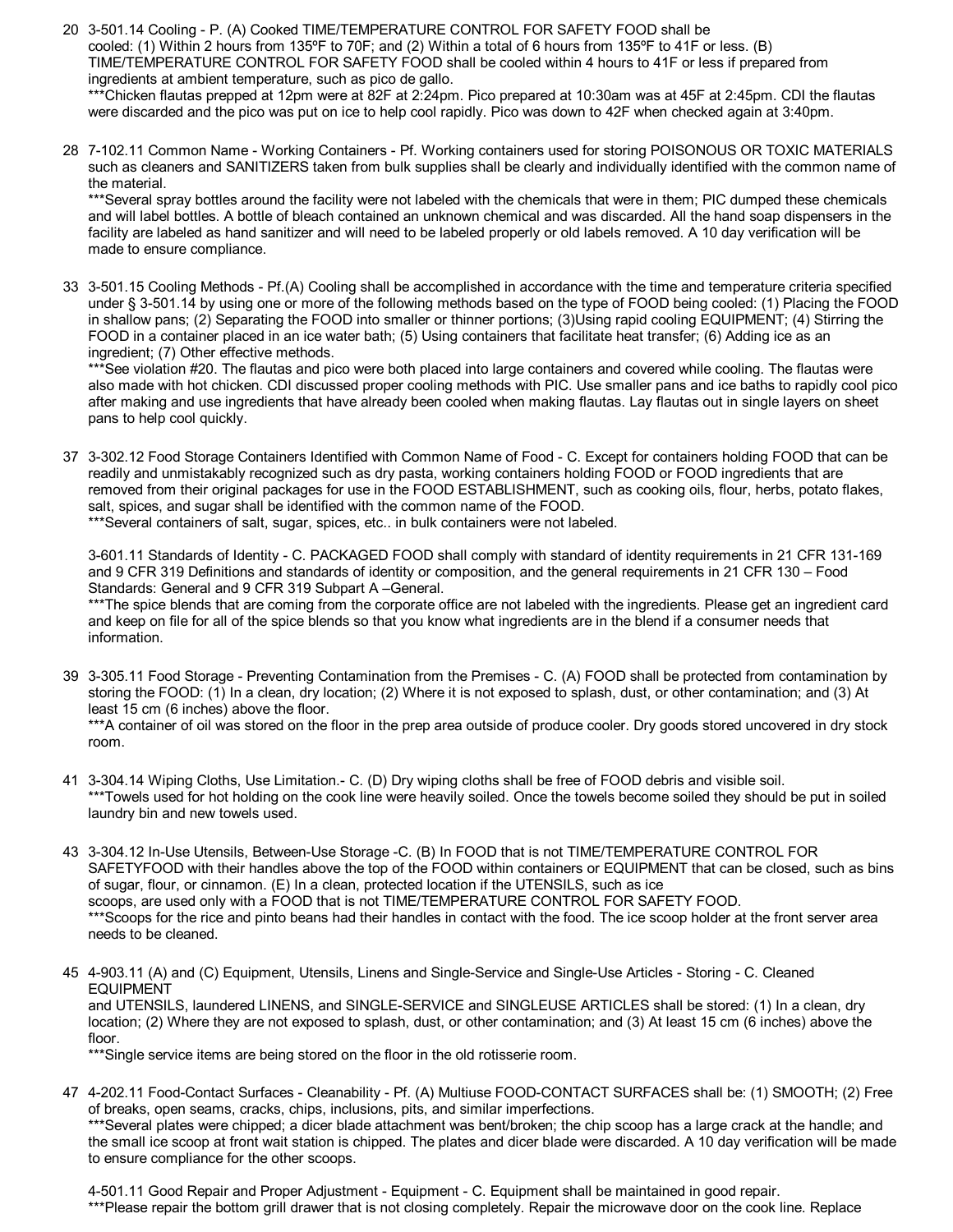20 3-501.14 Cooling - P. (A) Cooked TIME/TEMPERATURE CONTROL FOR SAFETY FOOD shall be cooled: (1) Within 2 hours from 135ºF to 70F; and (2) Within a total of 6 hours from 135ºF to 41F or less. (B) TIME/TEMPERATURE CONTROL FOR SAFETY FOOD shall be cooled within 4 hours to 41F or less if prepared from ingredients at ambient temperature, such as pico de gallo.
***Chicken flautas prepped at 12pm were at 82F at 2:24pm. Pico prepared at 10:30am was at 45F at 2:45pm. CDI the flautas were discarded and the pico was put on ice to help cool rapidly. Pico was down to 42F when checked again at 3:40pm.

28 7-102.11 Common Name - Working Containers - Pf. Working containers used for storing POISONOUS OR TOXIC MATERIALS such as cleaners and SANITIZERS taken from bulk supplies shall be clearly and individually identified with the common name of the material.
***Several spray bottles around the facility were not labeled with the chemicals that were in them; PIC dumped these chemicals and will label bottles. A bottle of bleach contained an unknown chemical and was discarded. All the hand soap dispensers in the facility are labeled as hand sanitizer and will need to be labeled properly or old labels removed. A 10 day verification will be made to ensure compliance.

33 3-501.15 Cooling Methods - Pf.(A) Cooling shall be accomplished in accordance with the time and temperature criteria specified under § 3-501.14 by using one or more of the following methods based on the type of FOOD being cooled: (1) Placing the FOOD in shallow pans; (2) Separating the FOOD into smaller or thinner portions; (3)Using rapid cooling EQUIPMENT; (4) Stirring the FOOD in a container placed in an ice water bath; (5) Using containers that facilitate heat transfer; (6) Adding ice as an ingredient; (7) Other effective methods.
***See violation #20. The flautas and pico were both placed into large containers and covered while cooling. The flautas were also made with hot chicken. CDI discussed proper cooling methods with PIC. Use smaller pans and ice baths to rapidly cool pico after making and use ingredients that have already been cooled when making flautas. Lay flautas out in single layers on sheet pans to help cool quickly.

37 3-302.12 Food Storage Containers Identified with Common Name of Food - C. Except for containers holding FOOD that can be readily and unmistakably recognized such as dry pasta, working containers holding FOOD or FOOD ingredients that are removed from their original packages for use in the FOOD ESTABLISHMENT, such as cooking oils, flour, herbs, potato flakes, salt, spices, and sugar shall be identified with the common name of the FOOD.
***Several containers of salt, sugar, spices, etc.. in bulk containers were not labeled.

3-601.11 Standards of Identity - C. PACKAGED FOOD shall comply with standard of identity requirements in 21 CFR 131-169 and 9 CFR 319 Definitions and standards of identity or composition, and the general requirements in 21 CFR 130 – Food Standards: General and 9 CFR 319 Subpart A –General.
***The spice blends that are coming from the corporate office are not labeled with the ingredients. Please get an ingredient card and keep on file for all of the spice blends so that you know what ingredients are in the blend if a consumer needs that information.

39 3-305.11 Food Storage - Preventing Contamination from the Premises - C. (A) FOOD shall be protected from contamination by storing the FOOD: (1) In a clean, dry location; (2) Where it is not exposed to splash, dust, or other contamination; and (3) At least 15 cm (6 inches) above the floor.
***A container of oil was stored on the floor in the prep area outside of produce cooler. Dry goods stored uncovered in dry stock room.

41 3-304.14 Wiping Cloths, Use Limitation.- C. (D) Dry wiping cloths shall be free of FOOD debris and visible soil.
***Towels used for hot holding on the cook line were heavily soiled. Once the towels become soiled they should be put in soiled laundry bin and new towels used.

43 3-304.12 In-Use Utensils, Between-Use Storage -C. (B) In FOOD that is not TIME/TEMPERATURE CONTROL FOR SAFETYFOOD with their handles above the top of the FOOD within containers or EQUIPMENT that can be closed, such as bins of sugar, flour, or cinnamon. (E) In a clean, protected location if the UTENSILS, such as ice scoops, are used only with a FOOD that is not TIME/TEMPERATURE CONTROL FOR SAFETY FOOD.
***Scoops for the rice and pinto beans had their handles in contact with the food. The ice scoop holder at the front server area needs to be cleaned.

45 4-903.11 (A) and (C) Equipment, Utensils, Linens and Single-Service and Single-Use Articles - Storing - C. Cleaned EQUIPMENT and UTENSILS, laundered LINENS, and SINGLE-SERVICE and SINGLEUSE ARTICLES shall be stored: (1) In a clean, dry location; (2) Where they are not exposed to splash, dust, or other contamination; and (3) At least 15 cm (6 inches) above the floor.
***Single service items are being stored on the floor in the old rotisserie room.

47 4-202.11 Food-Contact Surfaces - Cleanability - Pf. (A) Multiuse FOOD-CONTACT SURFACES shall be: (1) SMOOTH; (2) Free of breaks, open seams, cracks, chips, inclusions, pits, and similar imperfections.
***Several plates were chipped; a dicer blade attachment was bent/broken; the chip scoop has a large crack at the handle; and the small ice scoop at front wait station is chipped. The plates and dicer blade were discarded. A 10 day verification will be made to ensure compliance for the other scoops.

4-501.11 Good Repair and Proper Adjustment - Equipment - C. Equipment shall be maintained in good repair.
***Please repair the bottom grill drawer that is not closing completely. Repair the microwave door on the cook line. Replace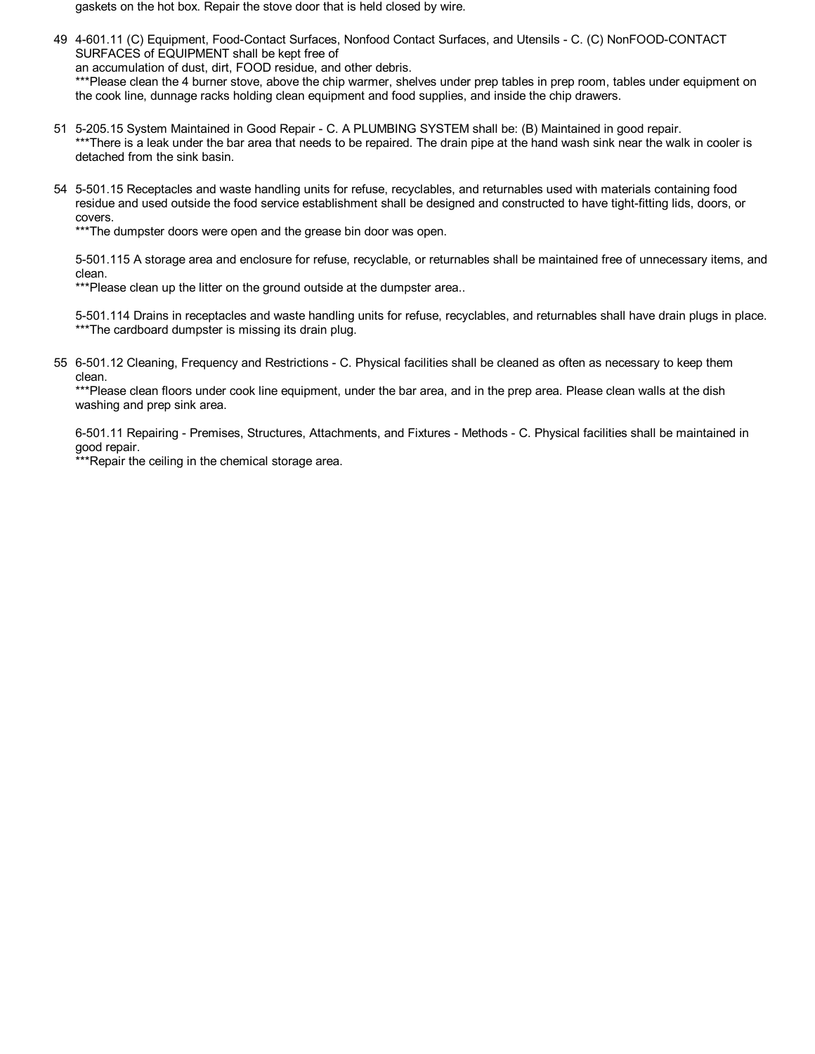gaskets on the hot box. Repair the stove door that is held closed by wire.

49 4-601.11 (C) Equipment, Food-Contact Surfaces, Nonfood Contact Surfaces, and Utensils - C. (C) NonFOOD-CONTACT SURFACES of EQUIPMENT shall be kept free of
an accumulation of dust, dirt, FOOD residue, and other debris.
***Please clean the 4 burner stove, above the chip warmer, shelves under prep tables in prep room, tables under equipment on the cook line, dunnage racks holding clean equipment and food supplies, and inside the chip drawers.

51 5-205.15 System Maintained in Good Repair - C. A PLUMBING SYSTEM shall be: (B) Maintained in good repair.
***There is a leak under the bar area that needs to be repaired. The drain pipe at the hand wash sink near the walk in cooler is detached from the sink basin.

54 5-501.15 Receptacles and waste handling units for refuse, recyclables, and returnables used with materials containing food residue and used outside the food service establishment shall be designed and constructed to have tight-fitting lids, doors, or covers.
***The dumpster doors were open and the grease bin door was open.

5-501.115 A storage area and enclosure for refuse, recyclable, or returnables shall be maintained free of unnecessary items, and clean.
***Please clean up the litter on the ground outside at the dumpster area..

5-501.114 Drains in receptacles and waste handling units for refuse, recyclables, and returnables shall have drain plugs in place.
***The cardboard dumpster is missing its drain plug.

55 6-501.12 Cleaning, Frequency and Restrictions - C. Physical facilities shall be cleaned as often as necessary to keep them clean.
***Please clean floors under cook line equipment, under the bar area, and in the prep area. Please clean walls at the dish washing and prep sink area.

6-501.11 Repairing - Premises, Structures, Attachments, and Fixtures - Methods - C. Physical facilities shall be maintained in good repair.
***Repair the ceiling in the chemical storage area.